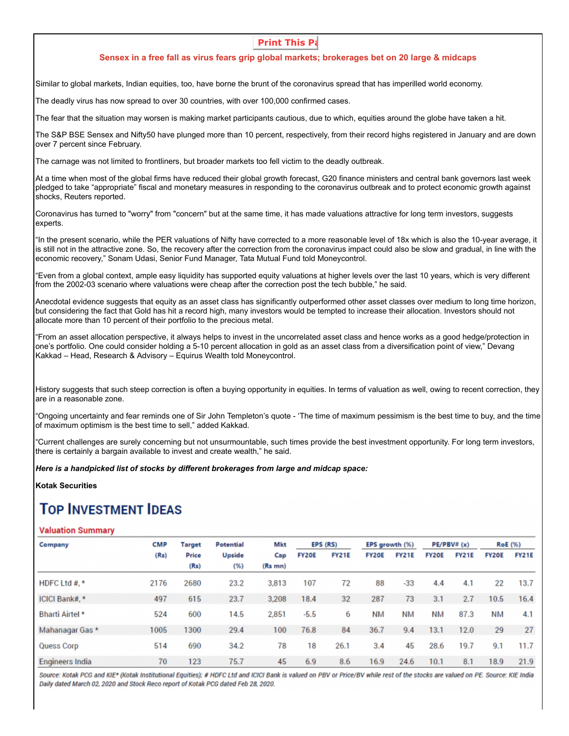Print This Pa

**Sensex in a free fall as virus fears grip global markets; brokerages bet on 20 large & midcaps**

Similar to global markets, Indian equities, too, have borne the brunt of the coronavirus spread that has imperilled world economy.

The deadly virus has now spread to over 30 countries, with over 100,000 confirmed cases.

The fear that the situation may worsen is making market participants cautious, due to which, equities around the globe have taken a hit.

The S&P BSE Sensex and Nifty50 have plunged more than 10 percent, respectively, from their record highs registered in January and are down over 7 percent since February.

The carnage was not limited to frontliners, but broader markets too fell victim to the deadly outbreak.

At a time when most of the global firms have reduced their global growth forecast, G20 finance ministers and central bank governors last week pledged to take "appropriate" fiscal and monetary measures in responding to the coronavirus outbreak and to protect economic growth against shocks, Reuters reported.

Coronavirus has turned to "worry" from "concern" but at the same time, it has made valuations attractive for long term investors, suggests experts.

"In the present scenario, while the PER valuations of Nifty have corrected to a more reasonable level of 18x which is also the 10-year average, it is still not in the attractive zone. So, the recovery after the correction from the coronavirus impact could also be slow and gradual, in line with the economic recovery," Sonam Udasi, Senior Fund Manager, Tata Mutual Fund told Moneycontrol.

"Even from a global context, ample easy liquidity has supported equity valuations at higher levels over the last 10 years, which is very different from the 2002-03 scenario where valuations were cheap after the correction post the tech bubble," he said.

Anecdotal evidence suggests that equity as an asset class has significantly outperformed other asset classes over medium to long time horizon, but considering the fact that Gold has hit a record high, many investors would be tempted to increase their allocation. Investors should not allocate more than 10 percent of their portfolio to the precious metal.

"From an asset allocation perspective, it always helps to invest in the uncorrelated asset class and hence works as a good hedge/protection in one's portfolio. One could consider holding a 5-10 percent allocation in gold as an asset class from a diversification point of view," Devang Kakkad – Head, Research & Advisory – Equirus Wealth told Moneycontrol.

History suggests that such steep correction is often a buying opportunity in equities. In terms of valuation as well, owing to recent correction, they are in a reasonable zone.

"Ongoing uncertainty and fear reminds one of Sir John Templeton's quote - 'The time of maximum pessimism is the best time to buy, and the time of maximum optimism is the best time to sell," added Kakkad.

"Current challenges are surely concerning but not unsurmountable, such times provide the best investment opportunity. For long term investors, there is certainly a bargain available to invest and create wealth," he said.

***Here is a handpicked list of stocks by different brokerages from large and midcap space:***

**Kotak Securities**

## TOP INVESTMENT IDEAS

**Valuation Summary**

| Company | CMP (Rs) | Target Price (Rs) | Potential Upside (%) | Mkt Cap (Rs mn) | EPS (RS) | | EPS growth (%) | | PE/PBV# (x) | | RoE (%) | |
|---|---|---|---|---|---|---|---|---|---|---|---|---|
| | | | | | FY20E | FY21E | FY20E | FY21E | FY20E | FY21E | FY20E | FY21E |
| HDFC Ltd #, * | 2176 | 2680 | 23.2 | 3,813 | 107 | 72 | 88 | -33 | 4.4 | 4.1 | 22 | 13.7 |
| ICICI Bank#, * | 497 | 615 | 23.7 | 3,208 | 18.4 | 32 | 287 | 73 | 3.1 | 2.7 | 10.5 | 16.4 |
| Bharti Airtel * | 524 | 600 | 14.5 | 2,851 | -5.5 | 6 | NM | NM | NM | 87.3 | NM | 4.1 |
| Mahanagar Gas * | 1005 | 1300 | 29.4 | 100 | 76.8 | 84 | 36.7 | 9.4 | 13.1 | 12.0 | 29 | 27 |
| Quess Corp | 514 | 690 | 34.2 | 78 | 18 | 26.1 | 3.4 | 45 | 28.6 | 19.7 | 9.1 | 11.7 |
| Engineers India | 70 | 123 | 75.7 | 45 | 6.9 | 8.6 | 16.9 | 24.6 | 10.1 | 8.1 | 18.9 | 21.9 |

*Source: Kotak PCG and KIE\* (Kotak Institutional Equities); # HDFC Ltd and ICICI Bank is valued on PBV or Price/BV while rest of the stocks are valued on PE. Source: KIE India Daily dated March 02, 2020 and Stock Reco report of Kotak PCG dated Feb 28, 2020.*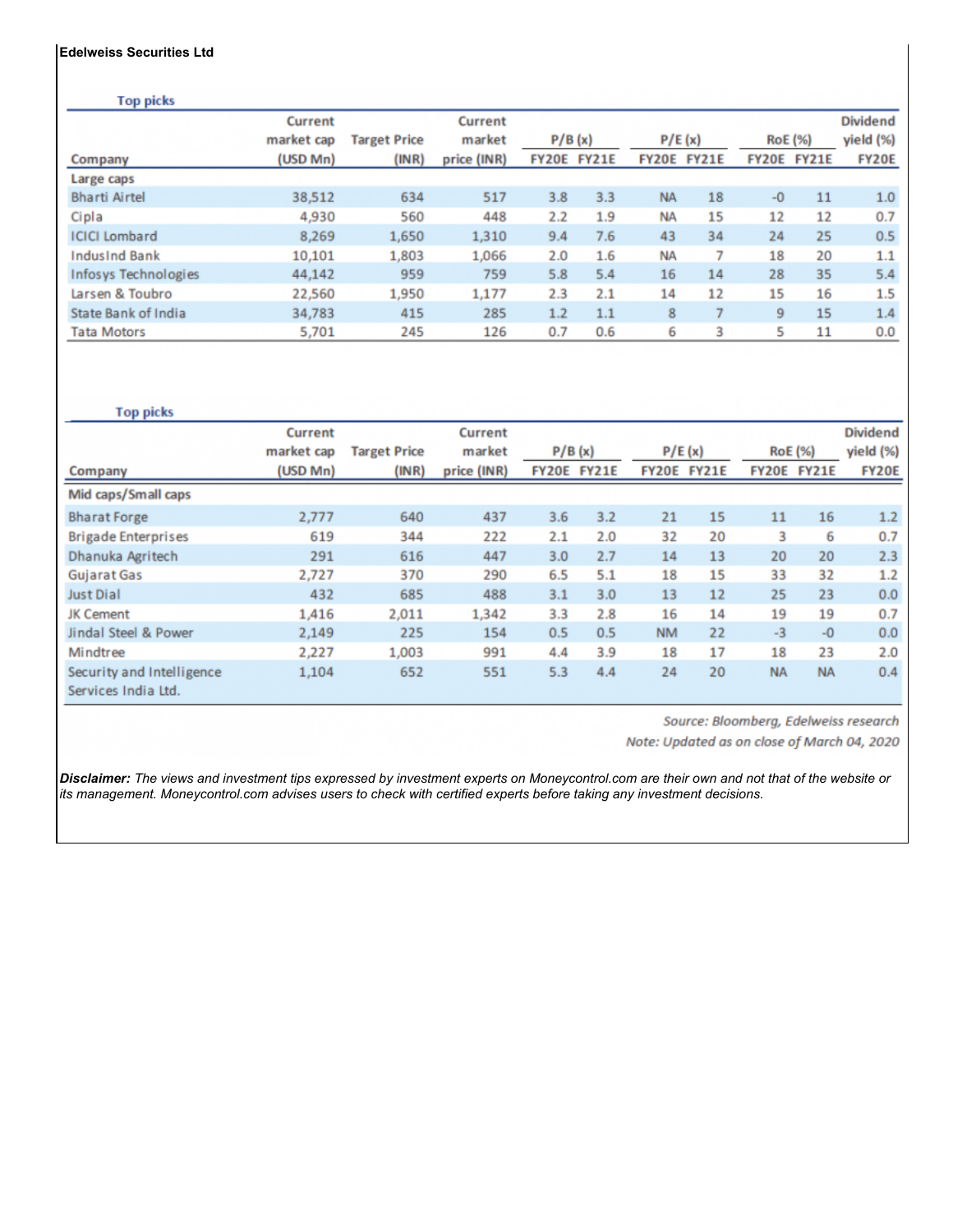**Edelweiss Securities Ltd**

**Top picks**

| Company | Current market cap (USD Mn) | Target Price (INR) | Current market price (INR) | P/B (x) FY20E | P/B (x) FY21E | P/E (x) FY20E | P/E (x) FY21E | RoE (%) FY20E | RoE (%) FY21E | Dividend yield (%) FY20E |
|---|---|---|---|---|---|---|---|---|---|---|
| **Large caps** | | | | | | | | | | |
| Bharti Airtel | 38,512 | 634 | 517 | 3.8 | 3.3 | NA | 18 | -0 | 11 | 1.0 |
| Cipla | 4,930 | 560 | 448 | 2.2 | 1.9 | NA | 15 | 12 | 12 | 0.7 |
| ICICI Lombard | 8,269 | 1,650 | 1,310 | 9.4 | 7.6 | 43 | 34 | 24 | 25 | 0.5 |
| IndusInd Bank | 10,101 | 1,803 | 1,066 | 2.0 | 1.6 | NA | 7 | 18 | 20 | 1.1 |
| Infosys Technologies | 44,142 | 959 | 759 | 5.8 | 5.4 | 16 | 14 | 28 | 35 | 5.4 |
| Larsen & Toubro | 22,560 | 1,950 | 1,177 | 2.3 | 2.1 | 14 | 12 | 15 | 16 | 1.5 |
| State Bank of India | 34,783 | 415 | 285 | 1.2 | 1.1 | 8 | 7 | 9 | 15 | 1.4 |
| Tata Motors | 5,701 | 245 | 126 | 0.7 | 0.6 | 6 | 3 | 5 | 11 | 0.0 |

**Top picks**

| Company | Current market cap (USD Mn) | Target Price (INR) | Current market price (INR) | P/B (x) FY20E | P/B (x) FY21E | P/E (x) FY20E | P/E (x) FY21E | RoE (%) FY20E | RoE (%) FY21E | Dividend yield (%) FY20E |
|---|---|---|---|---|---|---|---|---|---|---|
| **Mid caps/Small caps** | | | | | | | | | | |
| Bharat Forge | 2,777 | 640 | 437 | 3.6 | 3.2 | 21 | 15 | 11 | 16 | 1.2 |
| Brigade Enterprises | 619 | 344 | 222 | 2.1 | 2.0 | 32 | 20 | 3 | 6 | 0.7 |
| Dhanuka Agritech | 291 | 616 | 447 | 3.0 | 2.7 | 14 | 13 | 20 | 20 | 2.3 |
| Gujarat Gas | 2,727 | 370 | 290 | 6.5 | 5.1 | 18 | 15 | 33 | 32 | 1.2 |
| Just Dial | 432 | 685 | 488 | 3.1 | 3.0 | 13 | 12 | 25 | 23 | 0.0 |
| JK Cement | 1,416 | 2,011 | 1,342 | 3.3 | 2.8 | 16 | 14 | 19 | 19 | 0.7 |
| Jindal Steel & Power | 2,149 | 225 | 154 | 0.5 | 0.5 | NM | 22 | -3 | -0 | 0.0 |
| Mindtree | 2,227 | 1,003 | 991 | 4.4 | 3.9 | 18 | 17 | 18 | 23 | 2.0 |
| Security and Intelligence Services India Ltd. | 1,104 | 652 | 551 | 5.3 | 4.4 | 24 | 20 | NA | NA | 0.4 |

*Source: Bloomberg, Edelweiss research*

*Note: Updated as on close of March 04, 2020*

***Disclaimer:*** *The views and investment tips expressed by investment experts on Moneycontrol.com are their own and not that of the website or its management. Moneycontrol.com advises users to check with certified experts before taking any investment decisions.*